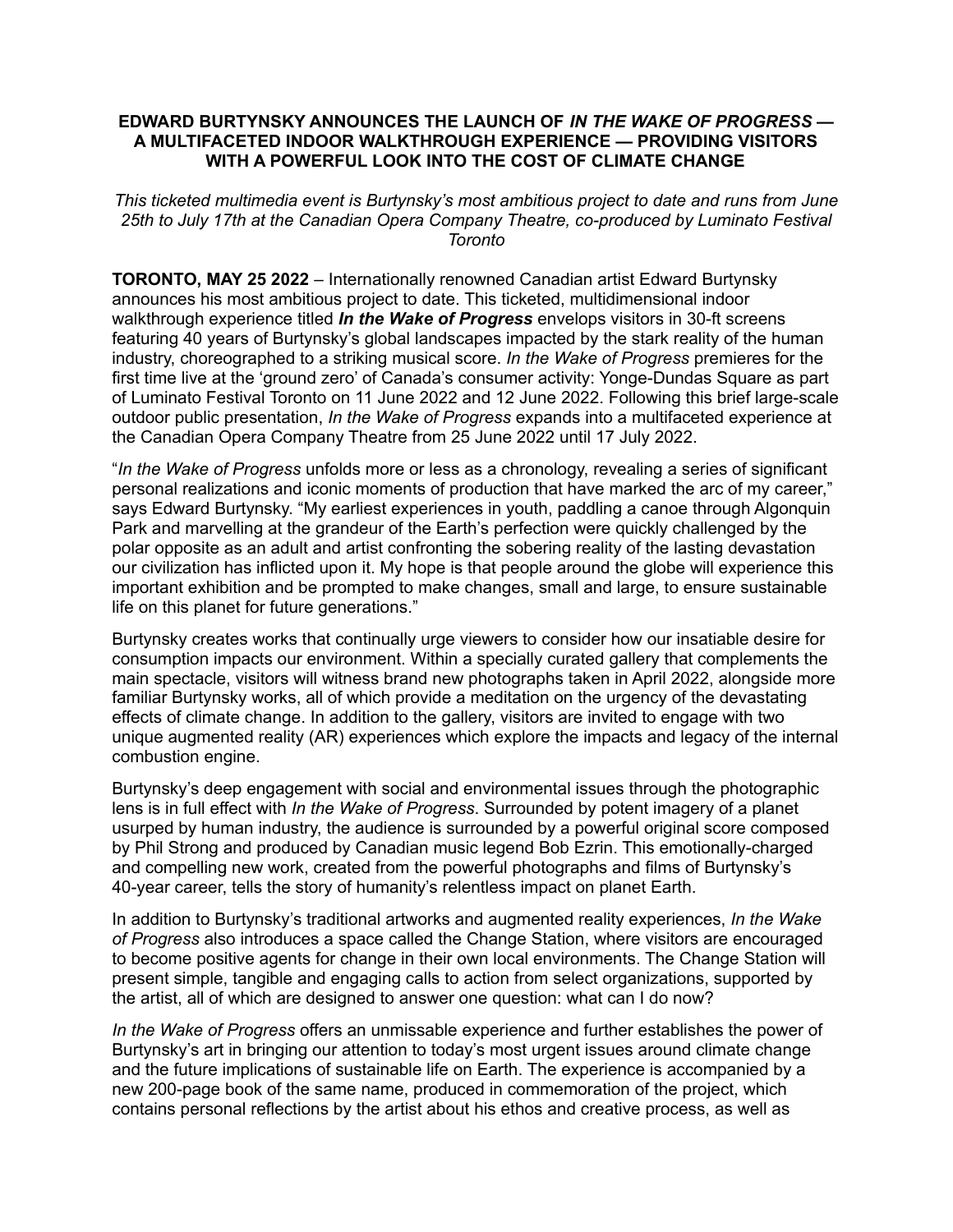# EDWARD BURTYNSKY ANNOUNCES THE LAUNCH OF *IN THE WAKE OF PROGRESS* — A MULTIFACETED INDOOR WALKTHROUGH EXPERIENCE — PROVIDING VISITORS WITH A POWERFUL LOOK INTO THE COST OF CLIMATE CHANGE

*This ticketed multimedia event is Burtynsky's most ambitious project to date and runs from June 25th to July 17th at the Canadian Opera Company Theatre, co-produced by Luminato Festival Toronto*

**TORONTO, MAY 25 2022** – Internationally renowned Canadian artist Edward Burtynsky announces his most ambitious project to date. This ticketed, multidimensional indoor walkthrough experience titled ***In the Wake of Progress*** envelops visitors in 30-ft screens featuring 40 years of Burtynsky's global landscapes impacted by the stark reality of the human industry, choreographed to a striking musical score. *In the Wake of Progress* premieres for the first time live at the 'ground zero' of Canada's consumer activity: Yonge-Dundas Square as part of Luminato Festival Toronto on 11 June 2022 and 12 June 2022. Following this brief large-scale outdoor public presentation, *In the Wake of Progress* expands into a multifaceted experience at the Canadian Opera Company Theatre from 25 June 2022 until 17 July 2022.

"*In the Wake of Progress* unfolds more or less as a chronology, revealing a series of significant personal realizations and iconic moments of production that have marked the arc of my career," says Edward Burtynsky. "My earliest experiences in youth, paddling a canoe through Algonquin Park and marvelling at the grandeur of the Earth's perfection were quickly challenged by the polar opposite as an adult and artist confronting the sobering reality of the lasting devastation our civilization has inflicted upon it. My hope is that people around the globe will experience this important exhibition and be prompted to make changes, small and large, to ensure sustainable life on this planet for future generations."

Burtynsky creates works that continually urge viewers to consider how our insatiable desire for consumption impacts our environment. Within a specially curated gallery that complements the main spectacle, visitors will witness brand new photographs taken in April 2022, alongside more familiar Burtynsky works, all of which provide a meditation on the urgency of the devastating effects of climate change. In addition to the gallery, visitors are invited to engage with two unique augmented reality (AR) experiences which explore the impacts and legacy of the internal combustion engine.

Burtynsky's deep engagement with social and environmental issues through the photographic lens is in full effect with *In the Wake of Progress*. Surrounded by potent imagery of a planet usurped by human industry, the audience is surrounded by a powerful original score composed by Phil Strong and produced by Canadian music legend Bob Ezrin. This emotionally-charged and compelling new work, created from the powerful photographs and films of Burtynsky's 40-year career, tells the story of humanity's relentless impact on planet Earth.

In addition to Burtynsky's traditional artworks and augmented reality experiences, *In the Wake of Progress* also introduces a space called the Change Station, where visitors are encouraged to become positive agents for change in their own local environments. The Change Station will present simple, tangible and engaging calls to action from select organizations, supported by the artist, all of which are designed to answer one question: what can I do now?

*In the Wake of Progress* offers an unmissable experience and further establishes the power of Burtynsky's art in bringing our attention to today's most urgent issues around climate change and the future implications of sustainable life on Earth. The experience is accompanied by a new 200-page book of the same name, produced in commemoration of the project, which contains personal reflections by the artist about his ethos and creative process, as well as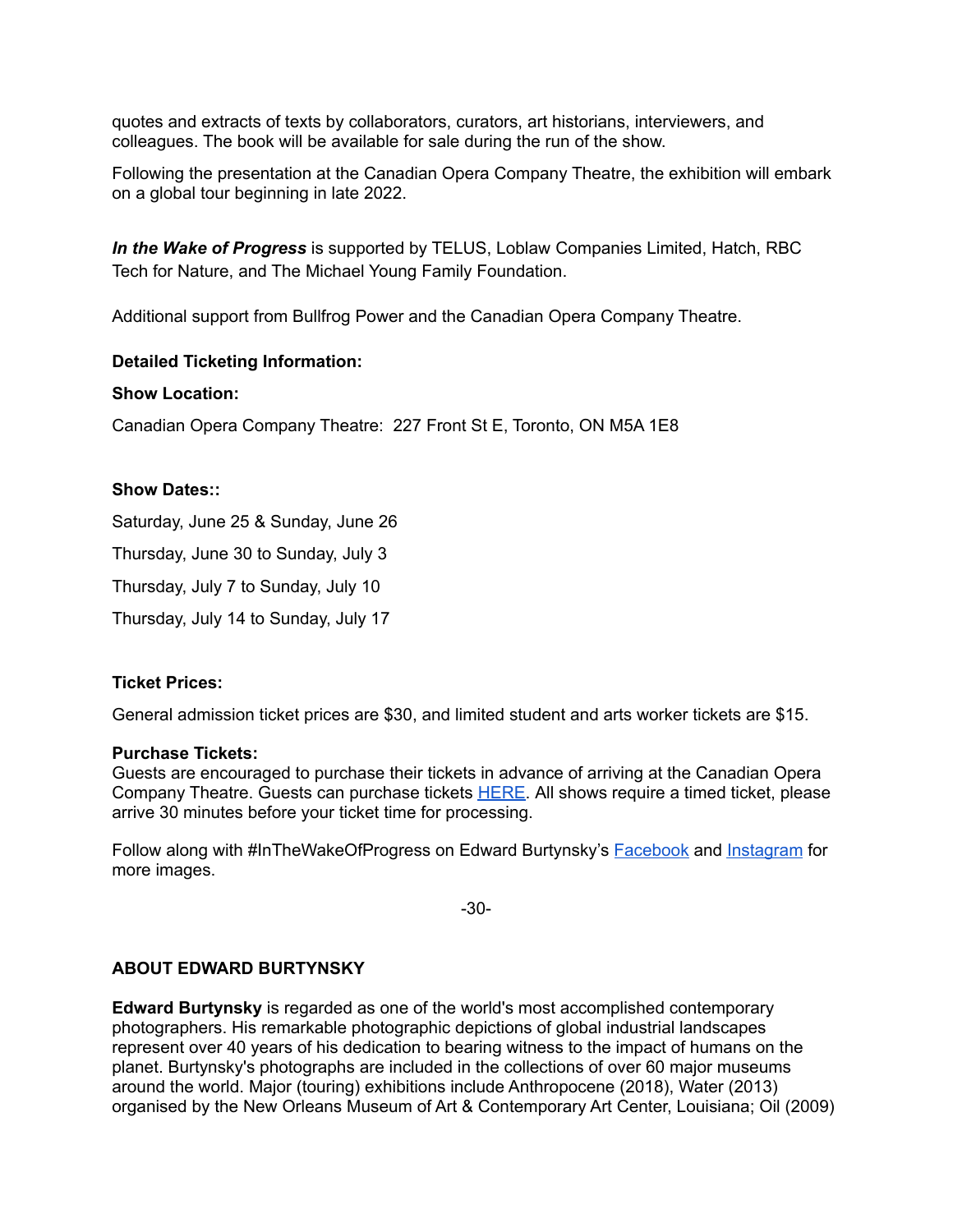quotes and extracts of texts by collaborators, curators, art historians, interviewers, and colleagues. The book will be available for sale during the run of the show.

Following the presentation at the Canadian Opera Company Theatre, the exhibition will embark on a global tour beginning in late 2022.

***In the Wake of Progress*** is supported by TELUS, Loblaw Companies Limited, Hatch, RBC Tech for Nature, and The Michael Young Family Foundation.

Additional support from Bullfrog Power and the Canadian Opera Company Theatre.

**Detailed Ticketing Information:**

**Show Location:**

Canadian Opera Company Theatre: 227 Front St E, Toronto, ON M5A 1E8

**Show Dates::**

Saturday, June 25 & Sunday, June 26

Thursday, June 30 to Sunday, July 3

Thursday, July 7 to Sunday, July 10

Thursday, July 14 to Sunday, July 17

**Ticket Prices:**

General admission ticket prices are $30, and limited student and arts worker tickets are $15.

**Purchase Tickets:**
Guests are encouraged to purchase their tickets in advance of arriving at the Canadian Opera Company Theatre. Guests can purchase tickets HERE. All shows require a timed ticket, please arrive 30 minutes before your ticket time for processing.

Follow along with #InTheWakeOfProgress on Edward Burtynsky's Facebook and Instagram for more images.

-30-

**ABOUT EDWARD BURTYNSKY**

**Edward Burtynsky** is regarded as one of the world's most accomplished contemporary photographers. His remarkable photographic depictions of global industrial landscapes represent over 40 years of his dedication to bearing witness to the impact of humans on the planet. Burtynsky's photographs are included in the collections of over 60 major museums around the world. Major (touring) exhibitions include Anthropocene (2018), Water (2013) organised by the New Orleans Museum of Art & Contemporary Art Center, Louisiana; Oil (2009)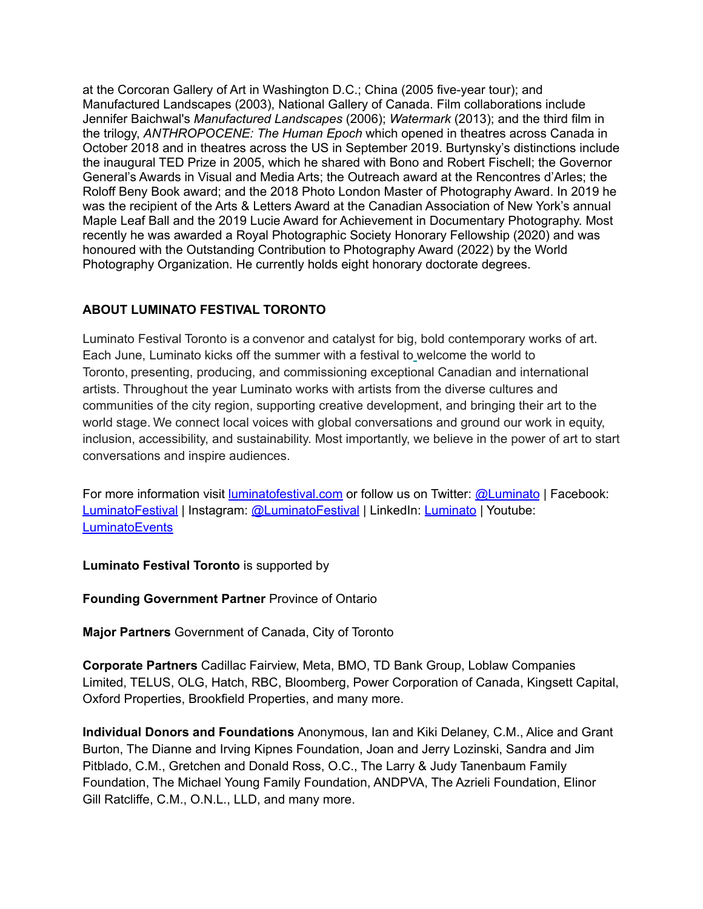at the Corcoran Gallery of Art in Washington D.C.; China (2005 five-year tour); and Manufactured Landscapes (2003), National Gallery of Canada. Film collaborations include Jennifer Baichwal's *Manufactured Landscapes* (2006); *Watermark* (2013); and the third film in the trilogy, *ANTHROPOCENE: The Human Epoch* which opened in theatres across Canada in October 2018 and in theatres across the US in September 2019. Burtynsky's distinctions include the inaugural TED Prize in 2005, which he shared with Bono and Robert Fischell; the Governor General's Awards in Visual and Media Arts; the Outreach award at the Rencontres d'Arles; the Roloff Beny Book award; and the 2018 Photo London Master of Photography Award. In 2019 he was the recipient of the Arts & Letters Award at the Canadian Association of New York's annual Maple Leaf Ball and the 2019 Lucie Award for Achievement in Documentary Photography. Most recently he was awarded a Royal Photographic Society Honorary Fellowship (2020) and was honoured with the Outstanding Contribution to Photography Award (2022) by the World Photography Organization. He currently holds eight honorary doctorate degrees.

## ABOUT LUMINATO FESTIVAL TORONTO

Luminato Festival Toronto is a convenor and catalyst for big, bold contemporary works of art. Each June, Luminato kicks off the summer with a festival to welcome the world to Toronto, presenting, producing, and commissioning exceptional Canadian and international artists. Throughout the year Luminato works with artists from the diverse cultures and communities of the city region, supporting creative development, and bringing their art to the world stage. We connect local voices with global conversations and ground our work in equity, inclusion, accessibility, and sustainability. Most importantly, we believe in the power of art to start conversations and inspire audiences.

For more information visit luminatofestival.com or follow us on Twitter: @Luminato | Facebook: LuminatoFestival | Instagram: @LuminatoFestival | LinkedIn: Luminato | Youtube: LuminatoEvents

**Luminato Festival Toronto** is supported by

**Founding Government Partner** Province of Ontario

**Major Partners** Government of Canada, City of Toronto

**Corporate Partners** Cadillac Fairview, Meta, BMO, TD Bank Group, Loblaw Companies Limited, TELUS, OLG, Hatch, RBC, Bloomberg, Power Corporation of Canada, Kingsett Capital, Oxford Properties, Brookfield Properties, and many more.

**Individual Donors and Foundations** Anonymous, Ian and Kiki Delaney, C.M., Alice and Grant Burton, The Dianne and Irving Kipnes Foundation, Joan and Jerry Lozinski, Sandra and Jim Pitblado, C.M., Gretchen and Donald Ross, O.C., The Larry & Judy Tanenbaum Family Foundation, The Michael Young Family Foundation, ANDPVA, The Azrieli Foundation, Elinor Gill Ratcliffe, C.M., O.N.L., LLD, and many more.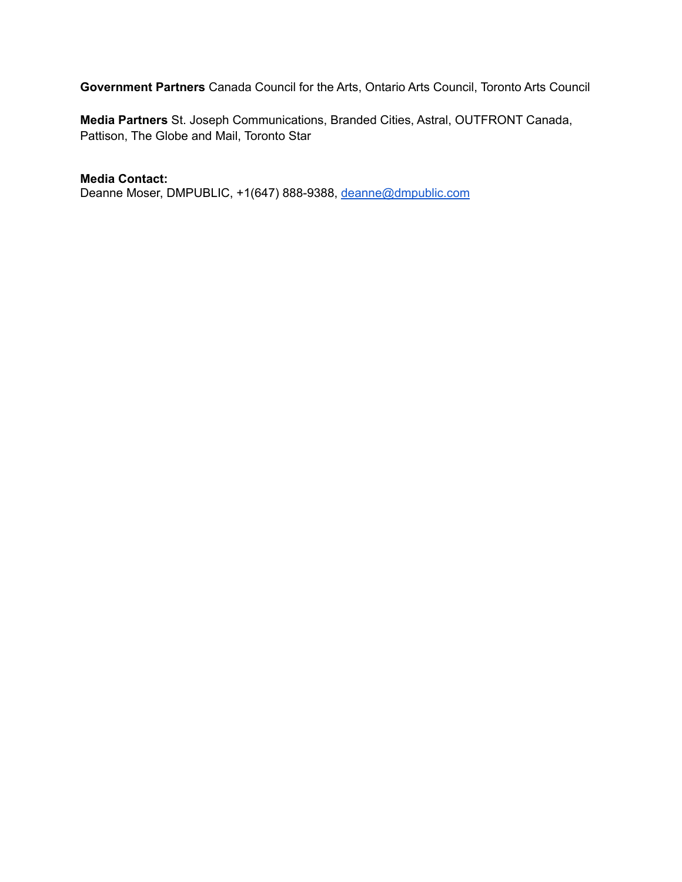**Government Partners** Canada Council for the Arts, Ontario Arts Council, Toronto Arts Council

**Media Partners** St. Joseph Communications, Branded Cities, Astral, OUTFRONT Canada, Pattison, The Globe and Mail, Toronto Star

**Media Contact:**
Deanne Moser, DMPUBLIC, +1(647) 888-9388, deanne@dmpublic.com